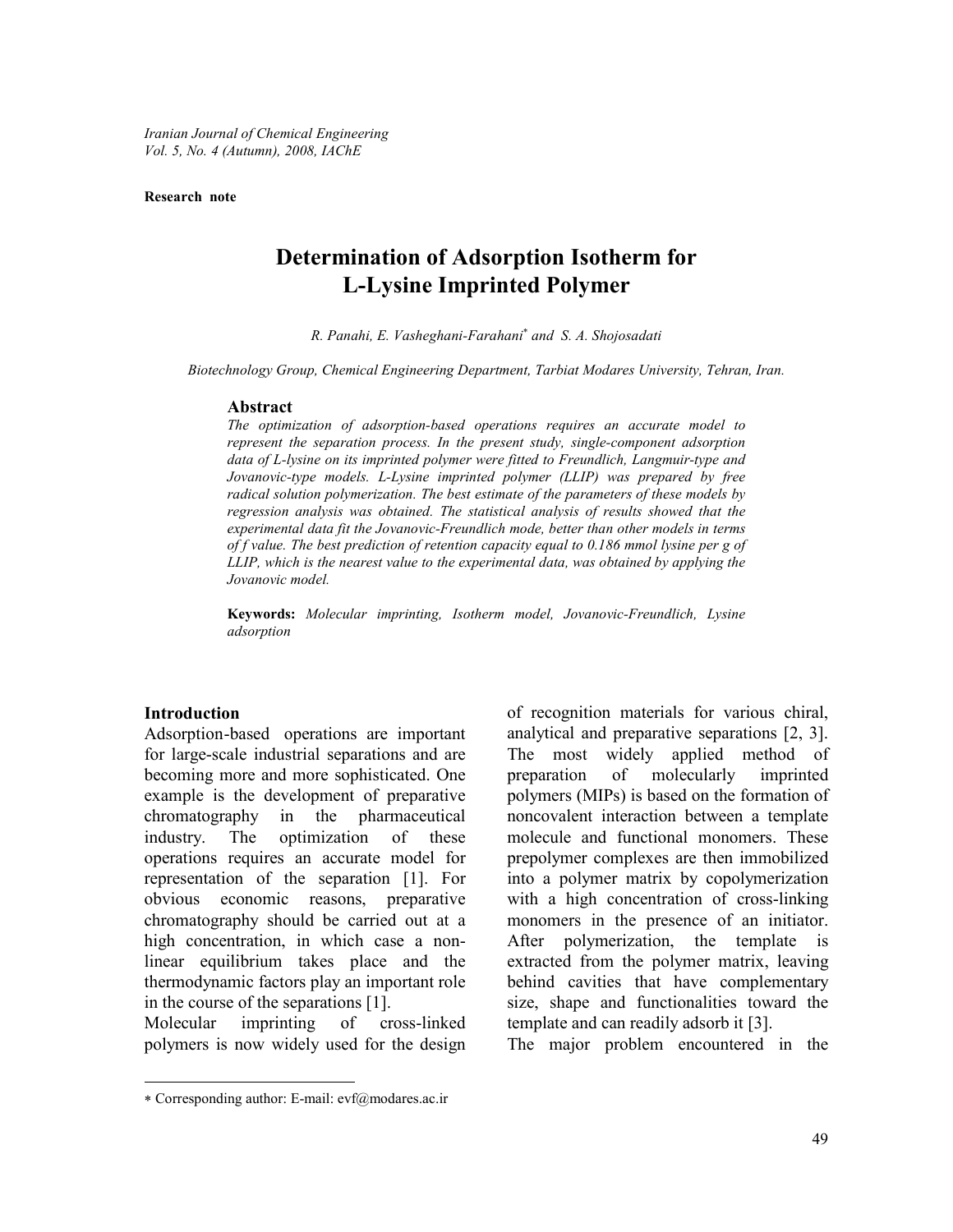Research note

# Determination of Adsorption Isotherm for L-Lysine Imprinted Polymer

*R. Panahi, E. Vasheghani-Farahani\* and S. A. Shojosadati*

*Biotechnology Group, Chemical Engineering Department, Tarbiat Modares University, Tehran, Iran.*

## Abstract

*The optimization of adsorption-based operations requires an accurate model to represent the separation process. In the present study, single-component adsorption data of L-lysine on its imprinted polymer were fitted to Freundlich, Langmuir-type and Jovanovic-type models. L-Lysine imprinted polymer (LLIP) was prepared by free radical solution polymerization. The best estimate of the parameters of these models by regression analysis was obtained. The statistical analysis of results showed that the experimental data fit the Jovanovic-Freundlich mode, better than other models in terms of f value. The best prediction of retention capacity equal to 0.186 mmol lysine per g of LLIP, which is the nearest value to the experimental data, was obtained by applying the Jovanovic model.*

**Keywords:** *Molecular imprinting, Isotherm model, Jovanovic-Freundlich, Lysine adsorption*

## Introduction

Adsorption-based operations are important for large-scale industrial separations and are becoming more and more sophisticated. One example is the development of preparative chromatography in the pharmaceutical industry. The optimization of these operations requires an accurate model for representation of the separation [1]. For obvious economic reasons, preparative chromatography should be carried out at a high concentration, in which case a non-linear equilibrium takes place and the thermodynamic factors play an important role in the course of the separations [1].

Molecular imprinting of cross-linked polymers is now widely used for the design of recognition materials for various chiral, analytical and preparative separations [2, 3]. The most widely applied method of preparation of molecularly imprinted polymers (MIPs) is based on the formation of noncovalent interaction between a template molecule and functional monomers. These prepolymer complexes are then immobilized into a polymer matrix by copolymerization with a high concentration of cross-linking monomers in the presence of an initiator. After polymerization, the template is extracted from the polymer matrix, leaving behind cavities that have complementary size, shape and functionalities toward the template and can readily adsorb it [3].

The major problem encountered in the

---

\* Corresponding author: E-mail: evf@modares.ac.ir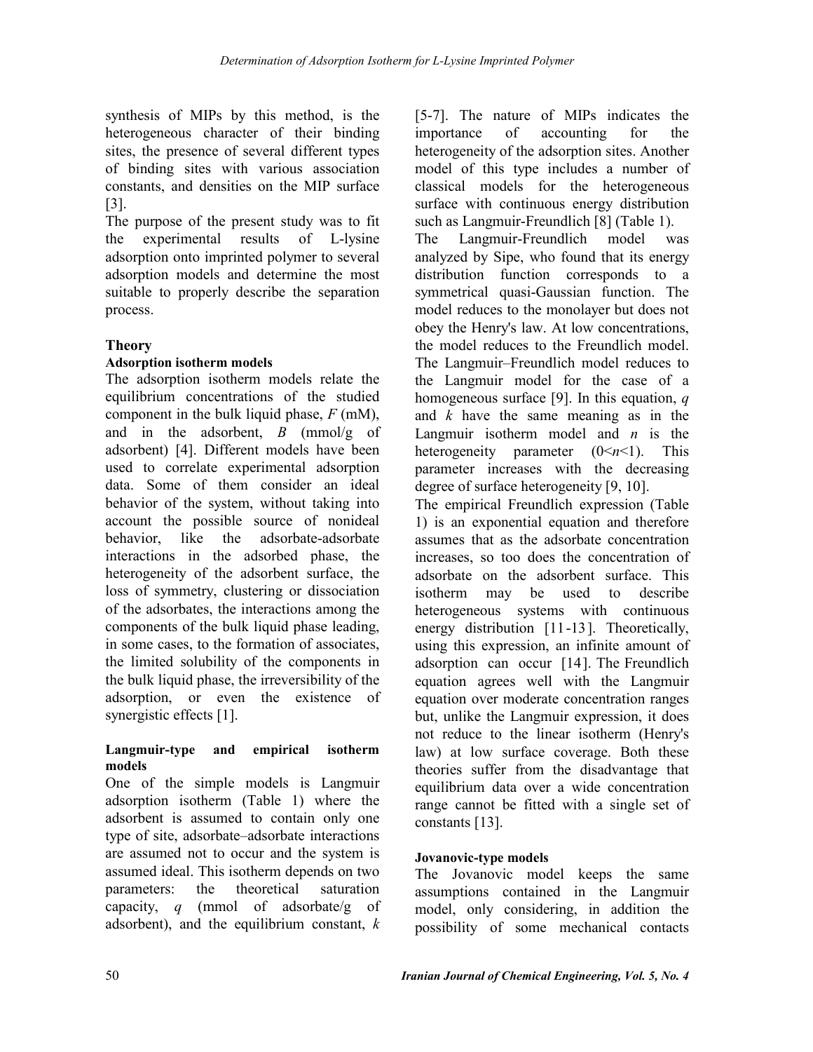synthesis of MIPs by this method, is the heterogeneous character of their binding sites, the presence of several different types of binding sites with various association constants, and densities on the MIP surface [3].

The purpose of the present study was to fit the experimental results of L-lysine adsorption onto imprinted polymer to several adsorption models and determine the most suitable to properly describe the separation process.

## Theory

### Adsorption isotherm models

The adsorption isotherm models relate the equilibrium concentrations of the studied component in the bulk liquid phase, $F$ (mM), and in the adsorbent, $B$ (mmol/g of adsorbent) [4]. Different models have been used to correlate experimental adsorption data. Some of them consider an ideal behavior of the system, without taking into account the possible source of nonideal behavior, like the adsorbate-adsorbate interactions in the adsorbed phase, the heterogeneity of the adsorbent surface, the loss of symmetry, clustering or dissociation of the adsorbates, the interactions among the components of the bulk liquid phase leading, in some cases, to the formation of associates, the limited solubility of the components in the bulk liquid phase, the irreversibility of the adsorption, or even the existence of synergistic effects [1].

### Langmuir-type and empirical isotherm models

One of the simple models is Langmuir adsorption isotherm (Table 1) where the adsorbent is assumed to contain only one type of site, adsorbate–adsorbate interactions are assumed not to occur and the system is assumed ideal. This isotherm depends on two parameters: the theoretical saturation capacity, $q$ (mmol of adsorbate/g of adsorbent), and the equilibrium constant, $k$ [5-7]. The nature of MIPs indicates the importance of accounting for the heterogeneity of the adsorption sites. Another model of this type includes a number of classical models for the heterogeneous surface with continuous energy distribution such as Langmuir-Freundlich [8] (Table 1).

The Langmuir-Freundlich model was analyzed by Sipe, who found that its energy distribution function corresponds to a symmetrical quasi-Gaussian function. The model reduces to the monolayer but does not obey the Henry's law. At low concentrations, the model reduces to the Freundlich model. The Langmuir–Freundlich model reduces to the Langmuir model for the case of a homogeneous surface [9]. In this equation, $q$ and $k$ have the same meaning as in the Langmuir isotherm model and $n$ is the heterogeneity parameter ($0<n<1$). This parameter increases with the decreasing degree of surface heterogeneity [9, 10].

The empirical Freundlich expression (Table 1) is an exponential equation and therefore assumes that as the adsorbate concentration increases, so too does the concentration of adsorbate on the adsorbent surface. This isotherm may be used to describe heterogeneous systems with continuous energy distribution [11-13]. Theoretically, using this expression, an infinite amount of adsorption can occur [14]. The Freundlich equation agrees well with the Langmuir equation over moderate concentration ranges but, unlike the Langmuir expression, it does not reduce to the linear isotherm (Henry's law) at low surface coverage. Both these theories suffer from the disadvantage that equilibrium data over a wide concentration range cannot be fitted with a single set of constants [13].

### Jovanovic-type models

The Jovanovic model keeps the same assumptions contained in the Langmuir model, only considering, in addition the possibility of some mechanical contacts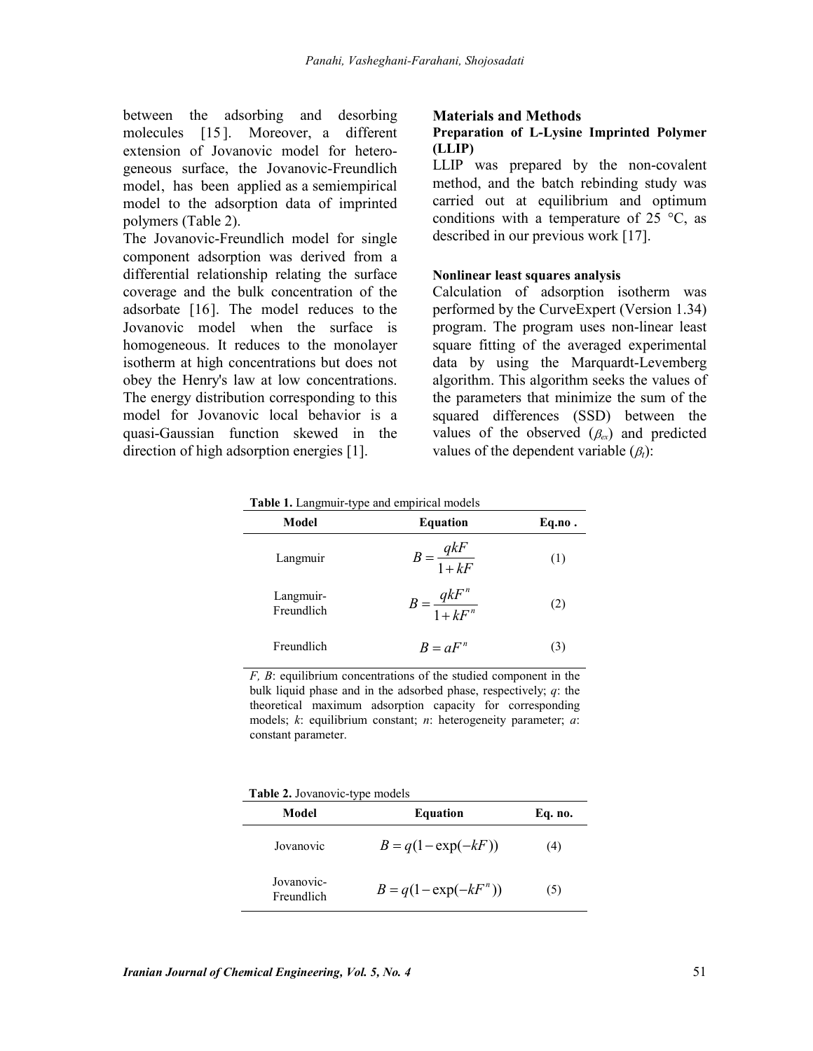between the adsorbing and desorbing molecules [15]. Moreover, a different extension of Jovanovic model for heterogeneous surface, the Jovanovic-Freundlich model, has been applied as a semiempirical model to the adsorption data of imprinted polymers (Table 2).

The Jovanovic-Freundlich model for single component adsorption was derived from a differential relationship relating the surface coverage and the bulk concentration of the adsorbate [16]. The model reduces to the Jovanovic model when the surface is homogeneous. It reduces to the monolayer isotherm at high concentrations but does not obey the Henry's law at low concentrations. The energy distribution corresponding to this model for Jovanovic local behavior is a quasi-Gaussian function skewed in the direction of high adsorption energies [1].

## Materials and Methods

### Preparation of L-Lysine Imprinted Polymer (LLIP)

LLIP was prepared by the non-covalent method, and the batch rebinding study was carried out at equilibrium and optimum conditions with a temperature of 25 °C, as described in our previous work [17].

### Nonlinear least squares analysis

Calculation of adsorption isotherm was performed by the CurveExpert (Version 1.34) program. The program uses non-linear least square fitting of the averaged experimental data by using the Marquardt-Levemberg algorithm. This algorithm seeks the values of the parameters that minimize the sum of the squared differences (SSD) between the values of the observed ($\beta_{ex}$) and predicted values of the dependent variable ($\beta_t$):

**Table 1.** Langmuir-type and empirical models

| Model | Equation | Eq.no . |
|---|---|---|
| Langmuir | $B = \dfrac{qkF}{1+kF}$ | (1) |
| Langmuir-Freundlich | $B = \dfrac{qkF^n}{1+kF^n}$ | (2) |
| Freundlich | $B = aF^n$ | (3) |

*F, B*: equilibrium concentrations of the studied component in the bulk liquid phase and in the adsorbed phase, respectively; *q*: the theoretical maximum adsorption capacity for corresponding models; *k*: equilibrium constant; *n*: heterogeneity parameter; *a*: constant parameter.

**Table 2.** Jovanovic-type models

| Model | Equation | Eq. no. |
|---|---|---|
| Jovanovic | $B = q(1-\exp(-kF))$ | (4) |
| Jovanovic-Freundlich | $B = q(1-\exp(-kF^n))$ | (5) |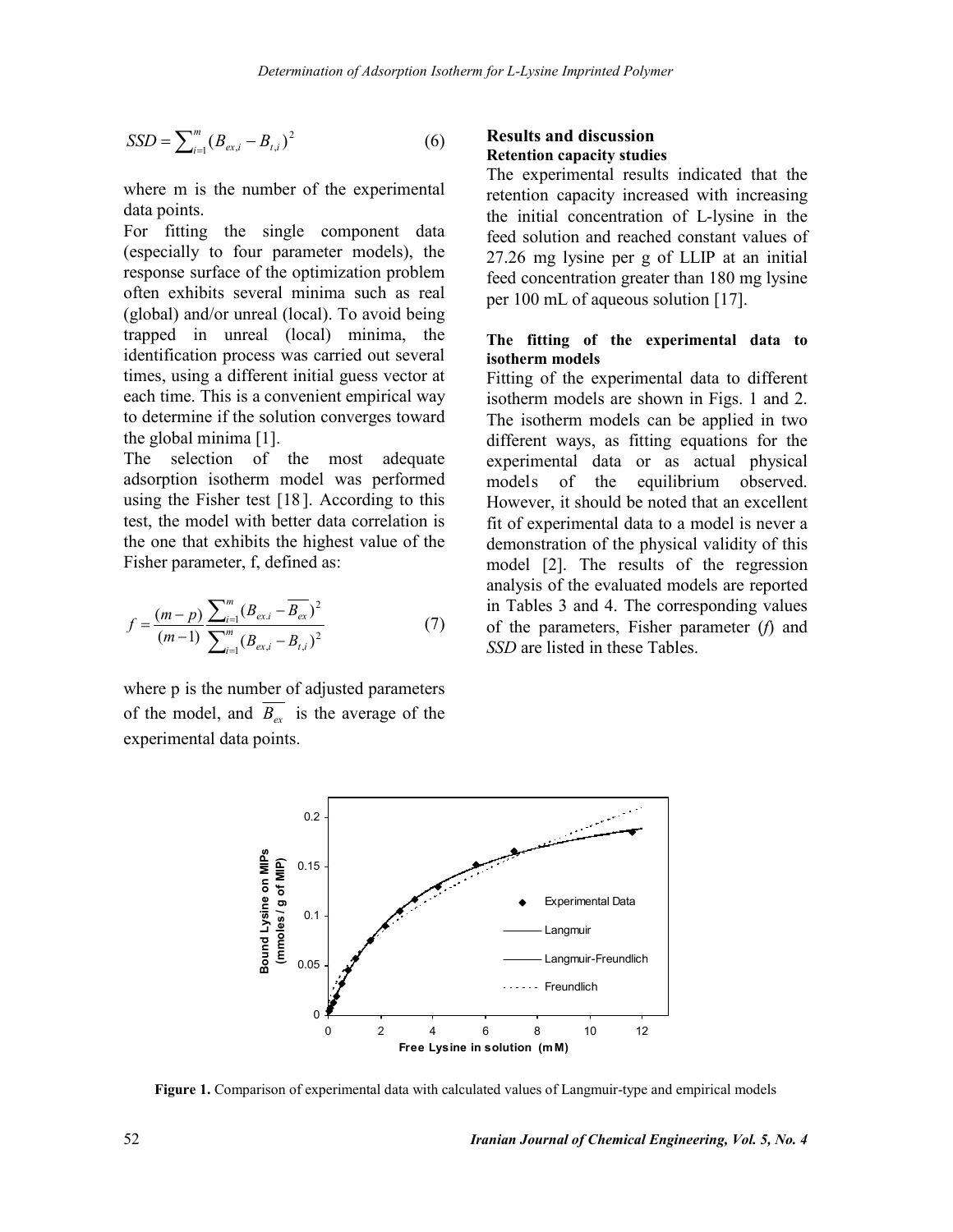$$SSD = \sum_{i=1}^{m} (B_{ex,i} - B_{t,i})^2 \qquad (6)$$

where m is the number of the experimental data points.

For fitting the single component data (especially to four parameter models), the response surface of the optimization problem often exhibits several minima such as real (global) and/or unreal (local). To avoid being trapped in unreal (local) minima, the identification process was carried out several times, using a different initial guess vector at each time. This is a convenient empirical way to determine if the solution converges toward the global minima [1].

The selection of the most adequate adsorption isotherm model was performed using the Fisher test [18]. According to this test, the model with better data correlation is the one that exhibits the highest value of the Fisher parameter, f, defined as:

$$f = \frac{(m-p)}{(m-1)} \frac{\sum_{i=1}^{m} (B_{ex,i} - \overline{B_{ex}})^2}{\sum_{i=1}^{m} (B_{ex,i} - B_{t,i})^2} \qquad (7)$$

where p is the number of adjusted parameters of the model, and $\overline{B_{ex}}$ is the average of the experimental data points.

## Results and discussion

### Retention capacity studies

The experimental results indicated that the retention capacity increased with increasing the initial concentration of L-lysine in the feed solution and reached constant values of 27.26 mg lysine per g of LLIP at an initial feed concentration greater than 180 mg lysine per 100 mL of aqueous solution [17].

### The fitting of the experimental data to isotherm models

Fitting of the experimental data to different isotherm models are shown in Figs. 1 and 2. The isotherm models can be applied in two different ways, as fitting equations for the experimental data or as actual physical models of the equilibrium observed. However, it should be noted that an excellent fit of experimental data to a model is never a demonstration of the physical validity of this model [2]. The results of the regression analysis of the evaluated models are reported in Tables 3 and 4. The corresponding values of the parameters, Fisher parameter (*f*) and *SSD* are listed in these Tables.

**Figure 1.** Comparison of experimental data with calculated values of Langmuir-type and empirical models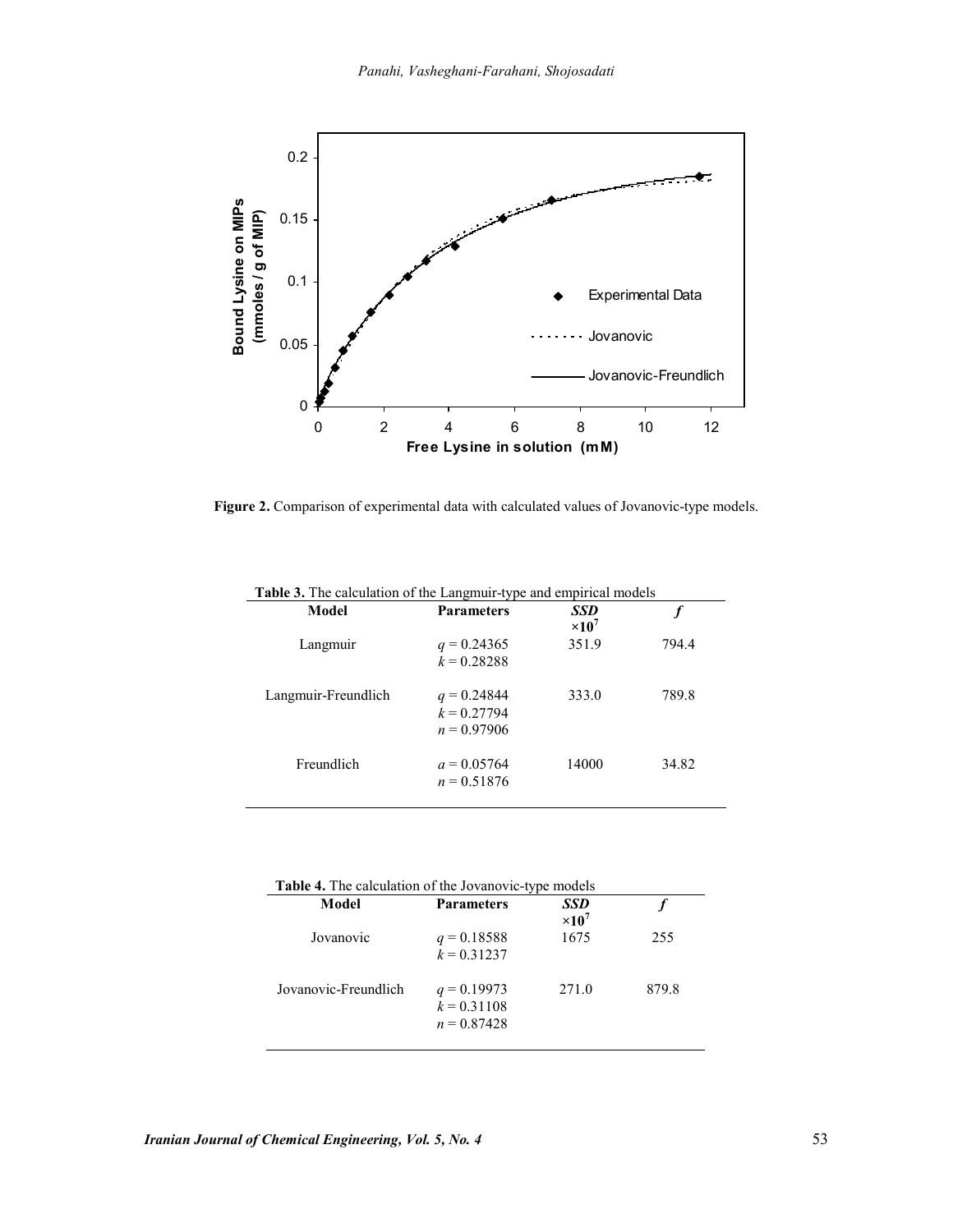**Figure 2.** Comparison of experimental data with calculated values of Jovanovic-type models.

**Table 3.** The calculation of the Langmuir-type and empirical models

| Model | Parameters | *SSD* $\times 10^7$ | *f* |
|---|---|---|---|
| Langmuir | $q = 0.24365$<br>$k = 0.28288$ | 351.9 | 794.4 |
| Langmuir-Freundlich | $q = 0.24844$<br>$k = 0.27794$<br>$n = 0.97906$ | 333.0 | 789.8 |
| Freundlich | $a = 0.05764$<br>$n = 0.51876$ | 14000 | 34.82 |

**Table 4.** The calculation of the Jovanovic-type models

| Model | Parameters | *SSD* $\times 10^7$ | *f* |
|---|---|---|---|
| Jovanovic | $q = 0.18588$<br>$k = 0.31237$ | 1675 | 255 |
| Jovanovic-Freundlich | $q = 0.19973$<br>$k = 0.31108$<br>$n = 0.87428$ | 271.0 | 879.8 |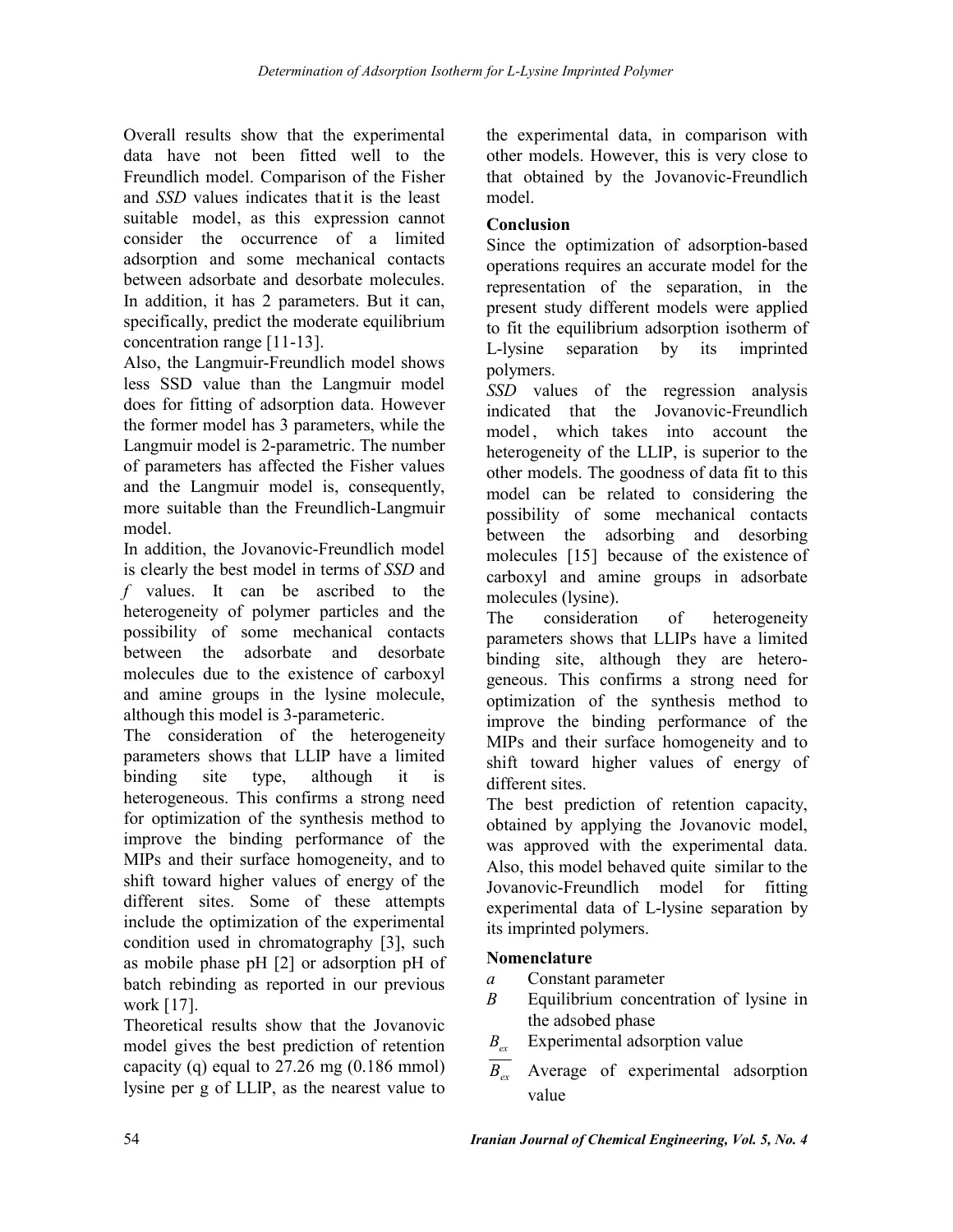Overall results show that the experimental data have not been fitted well to the Freundlich model. Comparison of the Fisher and *SSD* values indicates that it is the least suitable model, as this expression cannot consider the occurrence of a limited adsorption and some mechanical contacts between adsorbate and desorbate molecules. In addition, it has 2 parameters. But it can, specifically, predict the moderate equilibrium concentration range [11-13].

Also, the Langmuir-Freundlich model shows less SSD value than the Langmuir model does for fitting of adsorption data. However the former model has 3 parameters, while the Langmuir model is 2-parametric. The number of parameters has affected the Fisher values and the Langmuir model is, consequently, more suitable than the Freundlich-Langmuir model.

In addition, the Jovanovic-Freundlich model is clearly the best model in terms of *SSD* and *f* values. It can be ascribed to the heterogeneity of polymer particles and the possibility of some mechanical contacts between the adsorbate and desorbate molecules due to the existence of carboxyl and amine groups in the lysine molecule, although this model is 3-parameteric.

The consideration of the heterogeneity parameters shows that LLIP have a limited binding site type, although it is heterogeneous. This confirms a strong need for optimization of the synthesis method to improve the binding performance of the MIPs and their surface homogeneity, and to shift toward higher values of energy of the different sites. Some of these attempts include the optimization of the experimental condition used in chromatography [3], such as mobile phase pH [2] or adsorption pH of batch rebinding as reported in our previous work [17].

Theoretical results show that the Jovanovic model gives the best prediction of retention capacity (q) equal to 27.26 mg (0.186 mmol) lysine per g of LLIP, as the nearest value to the experimental data, in comparison with other models. However, this is very close to that obtained by the Jovanovic-Freundlich model.

## Conclusion

Since the optimization of adsorption-based operations requires an accurate model for the representation of the separation, in the present study different models were applied to fit the equilibrium adsorption isotherm of L-lysine separation by its imprinted polymers.

*SSD* values of the regression analysis indicated that the Jovanovic-Freundlich model, which takes into account the heterogeneity of the LLIP, is superior to the other models. The goodness of data fit to this model can be related to considering the possibility of some mechanical contacts between the adsorbing and desorbing molecules [15] because of the existence of carboxyl and amine groups in adsorbate molecules (lysine).

The consideration of heterogeneity parameters shows that LLIPs have a limited binding site, although they are heterogeneous. This confirms a strong need for optimization of the synthesis method to improve the binding performance of the MIPs and their surface homogeneity and to shift toward higher values of energy of different sites.

The best prediction of retention capacity, obtained by applying the Jovanovic model, was approved with the experimental data. Also, this model behaved quite similar to the Jovanovic-Freundlich model for fitting experimental data of L-lysine separation by its imprinted polymers.

## Nomenclature

- $a$ — Constant parameter
- $B$ — Equilibrium concentration of lysine in the adsobed phase
- $B_{ex}$ — Experimental adsorption value
- $\overline{B_{ex}}$ — Average of experimental adsorption value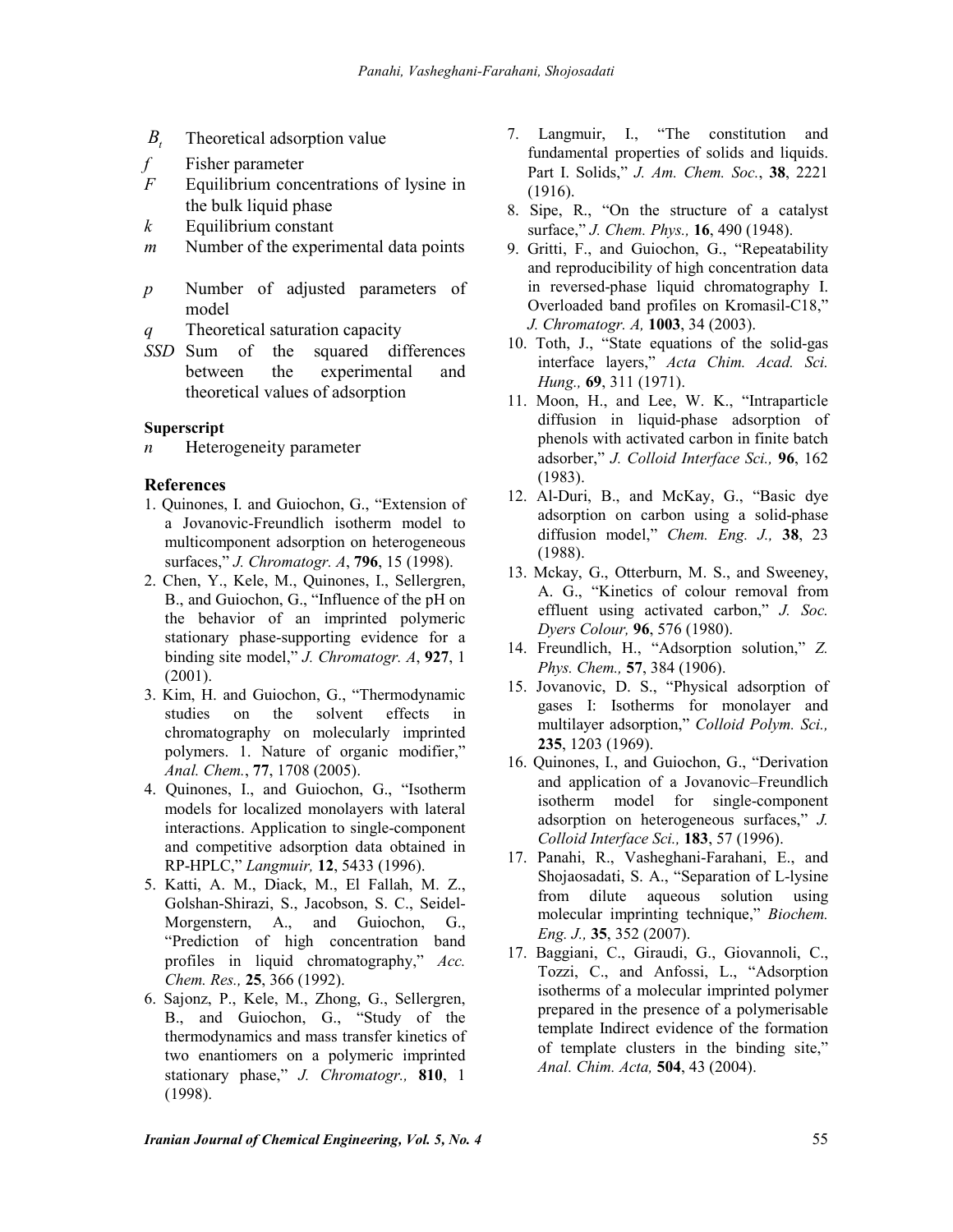$B_t$ Theoretical adsorption value

$f$ Fisher parameter

$F$ Equilibrium concentrations of lysine in the bulk liquid phase

$k$ Equilibrium constant

$m$ Number of the experimental data points

$p$ Number of adjusted parameters of model

$q$ Theoretical saturation capacity

$SSD$ Sum of the squared differences between the experimental and theoretical values of adsorption

**Superscript**

$n$ Heterogeneity parameter

## References

1. Quinones, I. and Guiochon, G., "Extension of a Jovanovic-Freundlich isotherm model to multicomponent adsorption on heterogeneous surfaces," *J. Chromatogr. A*, **796**, 15 (1998).
2. Chen, Y., Kele, M., Quinones, I., Sellergren, B., and Guiochon, G., "Influence of the pH on the behavior of an imprinted polymeric stationary phase-supporting evidence for a binding site model," *J. Chromatogr. A*, **927**, 1 (2001).
3. Kim, H. and Guiochon, G., "Thermodynamic studies on the solvent effects in chromatography on molecularly imprinted polymers. 1. Nature of organic modifier," *Anal. Chem.*, **77**, 1708 (2005).
4. Quinones, I., and Guiochon, G., "Isotherm models for localized monolayers with lateral interactions. Application to single-component and competitive adsorption data obtained in RP-HPLC," *Langmuir,* **12**, 5433 (1996).
5. Katti, A. M., Diack, M., El Fallah, M. Z., Golshan-Shirazi, S., Jacobson, S. C., Seidel-Morgenstern, A., and Guiochon, G., "Prediction of high concentration band profiles in liquid chromatography," *Acc. Chem. Res.,* **25**, 366 (1992).
6. Sajonz, P., Kele, M., Zhong, G., Sellergren, B., and Guiochon, G., "Study of the thermodynamics and mass transfer kinetics of two enantiomers on a polymeric imprinted stationary phase," *J. Chromatogr.,* **810**, 1 (1998).
7. Langmuir, I., "The constitution and fundamental properties of solids and liquids. Part I. Solids," *J. Am. Chem. Soc.*, **38**, 2221 (1916).
8. Sipe, R., "On the structure of a catalyst surface," *J. Chem. Phys.,* **16**, 490 (1948).
9. Gritti, F., and Guiochon, G., "Repeatability and reproducibility of high concentration data in reversed-phase liquid chromatography I. Overloaded band profiles on Kromasil-C18," *J. Chromatogr. A,* **1003**, 34 (2003).
10. Toth, J., "State equations of the solid-gas interface layers," *Acta Chim. Acad. Sci. Hung.,* **69**, 311 (1971).
11. Moon, H., and Lee, W. K., "Intraparticle diffusion in liquid-phase adsorption of phenols with activated carbon in finite batch adsorber," *J. Colloid Interface Sci.,* **96**, 162 (1983).
12. Al-Duri, B., and McKay, G., "Basic dye adsorption on carbon using a solid-phase diffusion model," *Chem. Eng. J.,* **38**, 23 (1988).
13. Mckay, G., Otterburn, M. S., and Sweeney, A. G., "Kinetics of colour removal from effluent using activated carbon," *J. Soc. Dyers Colour,* **96**, 576 (1980).
14. Freundlich, H., "Adsorption solution," *Z. Phys. Chem.,* **57**, 384 (1906).
15. Jovanovic, D. S., "Physical adsorption of gases I: Isotherms for monolayer and multilayer adsorption," *Colloid Polym. Sci.,* **235**, 1203 (1969).
16. Quinones, I., and Guiochon, G., "Derivation and application of a Jovanovic–Freundlich isotherm model for single-component adsorption on heterogeneous surfaces," *J. Colloid Interface Sci.,* **183**, 57 (1996).
17. Panahi, R., Vasheghani-Farahani, E., and Shojaosadati, S. A., "Separation of L-lysine from dilute aqueous solution using molecular imprinting technique," *Biochem. Eng. J.,* **35**, 352 (2007).
17. Baggiani, C., Giraudi, G., Giovannoli, C., Tozzi, C., and Anfossi, L., "Adsorption isotherms of a molecular imprinted polymer prepared in the presence of a polymerisable template Indirect evidence of the formation of template clusters in the binding site," *Anal. Chim. Acta,* **504**, 43 (2004).